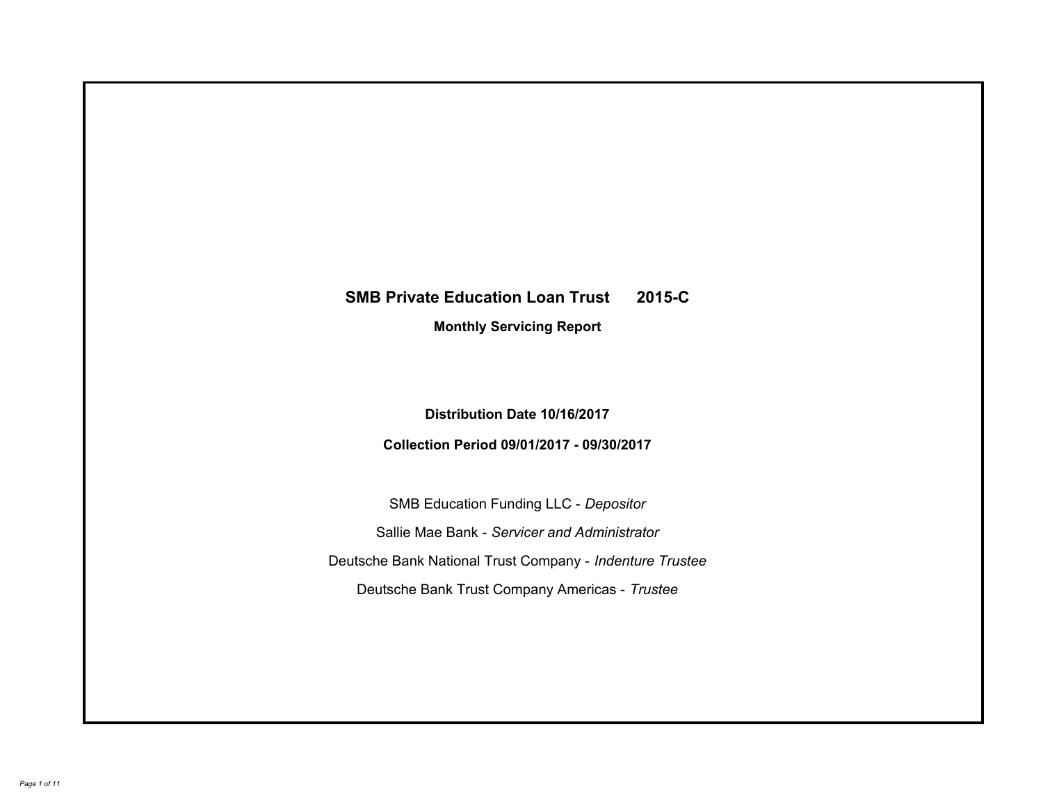# SMB Private Education Loan Trust 2015-C

## Monthly Servicing Report

**Distribution Date 10/16/2017**

**Collection Period 09/01/2017 - 09/30/2017**

SMB Education Funding LLC - *Depositor*

Sallie Mae Bank - *Servicer and Administrator*

Deutsche Bank National Trust Company - *Indenture Trustee*

Deutsche Bank Trust Company Americas - *Trustee*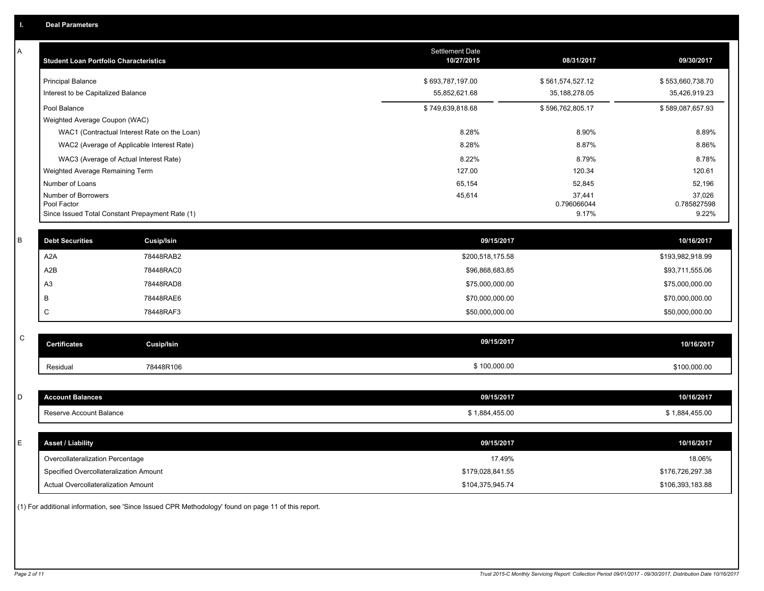## I. Deal Parameters

### A

| Student Loan Portfolio Characteristics | Settlement Date 10/27/2015 | 08/31/2017 | 09/30/2017 |
|---|---|---|---|
| Principal Balance | $ 693,787,197.00 | $ 561,574,527.12 | $ 553,660,738.70 |
| Interest to be Capitalized Balance | 55,852,621.68 | 35,188,278.05 | 35,426,919.23 |
| Pool Balance | $ 749,639,818.68 | $ 596,762,805.17 | $ 589,087,657.93 |
| Weighted Average Coupon (WAC) | | | |
| WAC1 (Contractual Interest Rate on the Loan) | 8.28% | 8.90% | 8.89% |
| WAC2 (Average of Applicable Interest Rate) | 8.28% | 8.87% | 8.86% |
| WAC3 (Average of Actual Interest Rate) | 8.22% | 8.79% | 8.78% |
| Weighted Average Remaining Term | 127.00 | 120.34 | 120.61 |
| Number of Loans | 65,154 | 52,845 | 52,196 |
| Number of Borrowers | 45,614 | 37,441 | 37,026 |
| Pool Factor | | 0.796066044 | 0.785827598 |
| Since Issued Total Constant Prepayment Rate (1) | | 9.17% | 9.22% |

### B

| Debt Securities | Cusip/Isin | 09/15/2017 | 10/16/2017 |
|---|---|---|---|
| A2A | 78448RAB2 | $200,518,175.58 | $193,982,918.99 |
| A2B | 78448RAC0 | $96,868,683.85 | $93,711,555.06 |
| A3 | 78448RAD8 | $75,000,000.00 | $75,000,000.00 |
| B | 78448RAE6 | $70,000,000.00 | $70,000,000.00 |
| C | 78448RAF3 | $50,000,000.00 | $50,000,000.00 |

### C

| Certificates | Cusip/Isin | 09/15/2017 | 10/16/2017 |
|---|---|---|---|
| Residual | 78448R106 | $ 100,000.00 | $100,000.00 |

### D

| Account Balances | 09/15/2017 | 10/16/2017 |
|---|---|---|
| Reserve Account Balance | $ 1,884,455.00 | $ 1,884,455.00 |

### E

| Asset / Liability | 09/15/2017 | 10/16/2017 |
|---|---|---|
| Overcollateralization Percentage | 17.49% | 18.06% |
| Specified Overcollateralization Amount | $179,028,841.55 | $176,726,297.38 |
| Actual Overcollateralization Amount | $104,375,945.74 | $106,393,183.88 |

(1) For additional information, see 'Since Issued CPR Methodology' found on page 11 of this report.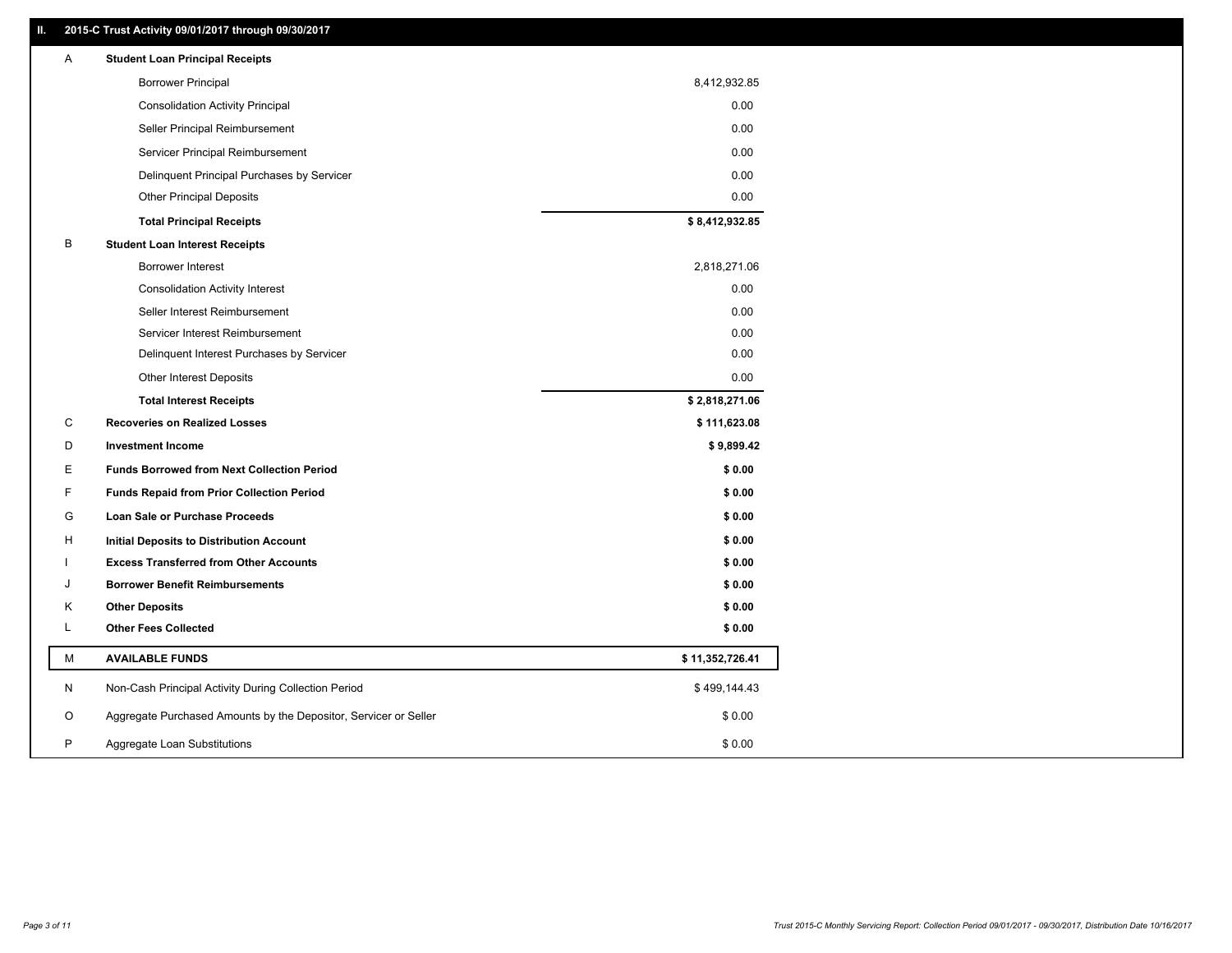## II. 2015-C Trust Activity 09/01/2017 through 09/30/2017

| | | |
|---|---|---|
| A | **Student Loan Principal Receipts** | |
| | Borrower Principal | 8,412,932.85 |
| | Consolidation Activity Principal | 0.00 |
| | Seller Principal Reimbursement | 0.00 |
| | Servicer Principal Reimbursement | 0.00 |
| | Delinquent Principal Purchases by Servicer | 0.00 |
| | Other Principal Deposits | 0.00 |
| | **Total Principal Receipts** | **$ 8,412,932.85** |
| B | **Student Loan Interest Receipts** | |
| | Borrower Interest | 2,818,271.06 |
| | Consolidation Activity Interest | 0.00 |
| | Seller Interest Reimbursement | 0.00 |
| | Servicer Interest Reimbursement | 0.00 |
| | Delinquent Interest Purchases by Servicer | 0.00 |
| | Other Interest Deposits | 0.00 |
| | **Total Interest Receipts** | **$ 2,818,271.06** |
| C | **Recoveries on Realized Losses** | **$ 111,623.08** |
| D | **Investment Income** | **$ 9,899.42** |
| E | **Funds Borrowed from Next Collection Period** | **$ 0.00** |
| F | **Funds Repaid from Prior Collection Period** | **$ 0.00** |
| G | **Loan Sale or Purchase Proceeds** | **$ 0.00** |
| H | **Initial Deposits to Distribution Account** | **$ 0.00** |
| I | **Excess Transferred from Other Accounts** | **$ 0.00** |
| J | **Borrower Benefit Reimbursements** | **$ 0.00** |
| K | **Other Deposits** | **$ 0.00** |
| L | **Other Fees Collected** | **$ 0.00** |
| M | **AVAILABLE FUNDS** | **$ 11,352,726.41** |
| N | Non-Cash Principal Activity During Collection Period | $ 499,144.43 |
| O | Aggregate Purchased Amounts by the Depositor, Servicer or Seller | $ 0.00 |
| P | Aggregate Loan Substitutions | $ 0.00 |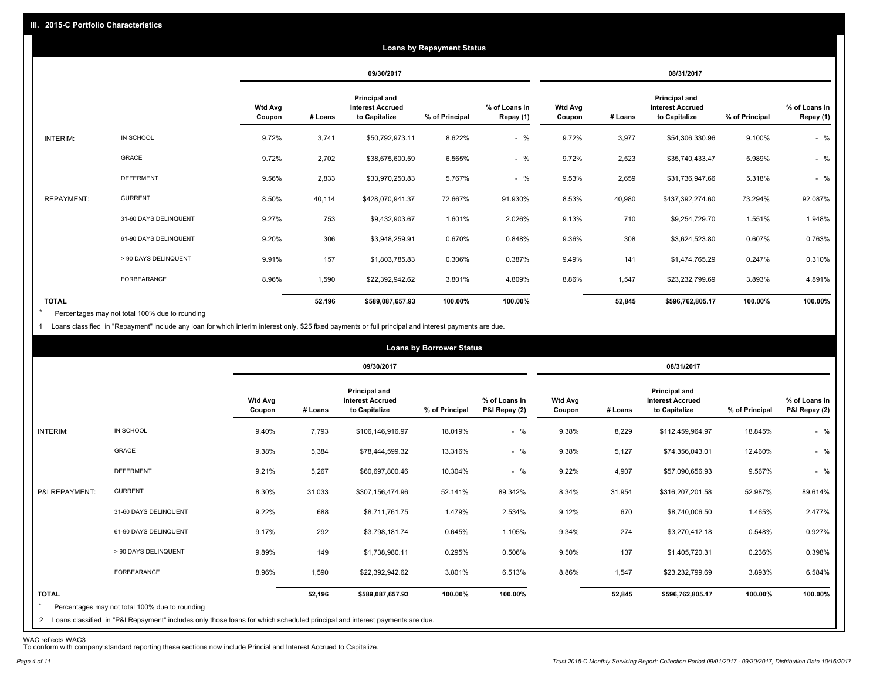## III. 2015-C Portfolio Characteristics

### Loans by Repayment Status

| | | 09/30/2017 | | | | | 08/31/2017 | | | | |
|---|---|---|---|---|---|---|---|---|---|---|---|
| | | Wtd Avg Coupon | # Loans | Principal and Interest Accrued to Capitalize | % of Principal | % of Loans in Repay (1) | Wtd Avg Coupon | # Loans | Principal and Interest Accrued to Capitalize | % of Principal | % of Loans in Repay (1) |
| INTERIM: | IN SCHOOL | 9.72% | 3,741 | $50,792,973.11 | 8.622% | - % | 9.72% | 3,977 | $54,306,330.96 | 9.100% | - % |
| | GRACE | 9.72% | 2,702 | $38,675,600.59 | 6.565% | - % | 9.72% | 2,523 | $35,740,433.47 | 5.989% | - % |
| | DEFERMENT | 9.56% | 2,833 | $33,970,250.83 | 5.767% | - % | 9.53% | 2,659 | $31,736,947.66 | 5.318% | - % |
| REPAYMENT: | CURRENT | 8.50% | 40,114 | $428,070,941.37 | 72.667% | 91.930% | 8.53% | 40,980 | $437,392,274.60 | 73.294% | 92.087% |
| | 31-60 DAYS DELINQUENT | 9.27% | 753 | $9,432,903.67 | 1.601% | 2.026% | 9.13% | 710 | $9,254,729.70 | 1.551% | 1.948% |
| | 61-90 DAYS DELINQUENT | 9.20% | 306 | $3,948,259.91 | 0.670% | 0.848% | 9.36% | 308 | $3,624,523.80 | 0.607% | 0.763% |
| | > 90 DAYS DELINQUENT | 9.91% | 157 | $1,803,785.83 | 0.306% | 0.387% | 9.49% | 141 | $1,474,765.29 | 0.247% | 0.310% |
| | FORBEARANCE | 8.96% | 1,590 | $22,392,942.62 | 3.801% | 4.809% | 8.86% | 1,547 | $23,232,799.69 | 3.893% | 4.891% |
| **TOTAL** | | | **52,196** | **$589,087,657.93** | **100.00%** | **100.00%** | | **52,845** | **$596,762,805.17** | **100.00%** | **100.00%** |

\* Percentages may not total 100% due to rounding

1 Loans classified in "Repayment" include any loan for which interim interest only, $25 fixed payments or full principal and interest payments are due.

### Loans by Borrower Status

| | | 09/30/2017 | | | | | 08/31/2017 | | | | |
|---|---|---|---|---|---|---|---|---|---|---|---|
| | | Wtd Avg Coupon | # Loans | Principal and Interest Accrued to Capitalize | % of Principal | % of Loans in P&I Repay (2) | Wtd Avg Coupon | # Loans | Principal and Interest Accrued to Capitalize | % of Principal | % of Loans in P&I Repay (2) |
| INTERIM: | IN SCHOOL | 9.40% | 7,793 | $106,146,916.97 | 18.019% | - % | 9.38% | 8,229 | $112,459,964.97 | 18.845% | - % |
| | GRACE | 9.38% | 5,384 | $78,444,599.32 | 13.316% | - % | 9.38% | 5,127 | $74,356,043.01 | 12.460% | - % |
| | DEFERMENT | 9.21% | 5,267 | $60,697,800.46 | 10.304% | - % | 9.22% | 4,907 | $57,090,656.93 | 9.567% | - % |
| P&I REPAYMENT: | CURRENT | 8.30% | 31,033 | $307,156,474.96 | 52.141% | 89.342% | 8.34% | 31,954 | $316,207,201.58 | 52.987% | 89.614% |
| | 31-60 DAYS DELINQUENT | 9.22% | 688 | $8,711,761.75 | 1.479% | 2.534% | 9.12% | 670 | $8,740,006.50 | 1.465% | 2.477% |
| | 61-90 DAYS DELINQUENT | 9.17% | 292 | $3,798,181.74 | 0.645% | 1.105% | 9.34% | 274 | $3,270,412.18 | 0.548% | 0.927% |
| | > 90 DAYS DELINQUENT | 9.89% | 149 | $1,738,980.11 | 0.295% | 0.506% | 9.50% | 137 | $1,405,720.31 | 0.236% | 0.398% |
| | FORBEARANCE | 8.96% | 1,590 | $22,392,942.62 | 3.801% | 6.513% | 8.86% | 1,547 | $23,232,799.69 | 3.893% | 6.584% |
| **TOTAL** | | | **52,196** | **$589,087,657.93** | **100.00%** | **100.00%** | | **52,845** | **$596,762,805.17** | **100.00%** | **100.00%** |

\* Percentages may not total 100% due to rounding

2 Loans classified in "P&I Repayment" includes only those loans for which scheduled principal and interest payments are due.

WAC reflects WAC3

To conform with company standard reporting these sections now include Princial and Interest Accrued to Capitalize.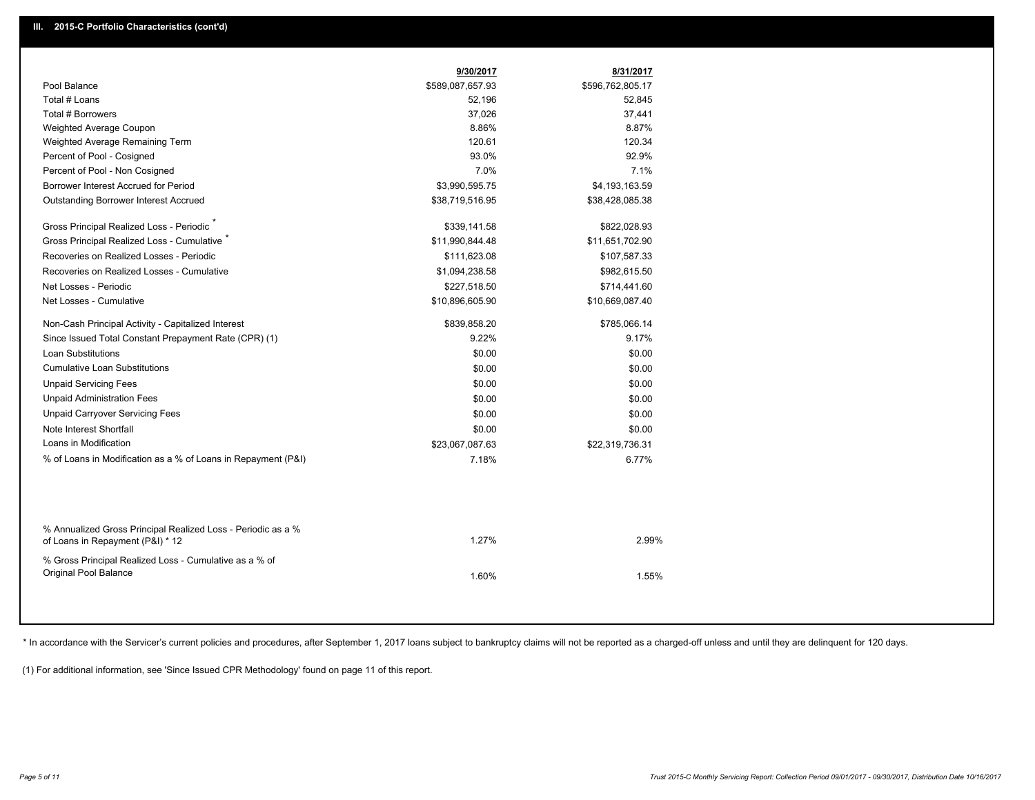## III. 2015-C Portfolio Characteristics (cont'd)

| | 9/30/2017 | 8/31/2017 |
|---|---|---|
| Pool Balance | $589,087,657.93 | $596,762,805.17 |
| Total # Loans | 52,196 | 52,845 |
| Total # Borrowers | 37,026 | 37,441 |
| Weighted Average Coupon | 8.86% | 8.87% |
| Weighted Average Remaining Term | 120.61 | 120.34 |
| Percent of Pool - Cosigned | 93.0% | 92.9% |
| Percent of Pool - Non Cosigned | 7.0% | 7.1% |
| Borrower Interest Accrued for Period | $3,990,595.75 | $4,193,163.59 |
| Outstanding Borrower Interest Accrued | $38,719,516.95 | $38,428,085.38 |
| Gross Principal Realized Loss - Periodic * | $339,141.58 | $822,028.93 |
| Gross Principal Realized Loss - Cumulative * | $11,990,844.48 | $11,651,702.90 |
| Recoveries on Realized Losses - Periodic | $111,623.08 | $107,587.33 |
| Recoveries on Realized Losses - Cumulative | $1,094,238.58 | $982,615.50 |
| Net Losses - Periodic | $227,518.50 | $714,441.60 |
| Net Losses - Cumulative | $10,896,605.90 | $10,669,087.40 |
| Non-Cash Principal Activity - Capitalized Interest | $839,858.20 | $785,066.14 |
| Since Issued Total Constant Prepayment Rate (CPR) (1) | 9.22% | 9.17% |
| Loan Substitutions | $0.00 | $0.00 |
| Cumulative Loan Substitutions | $0.00 | $0.00 |
| Unpaid Servicing Fees | $0.00 | $0.00 |
| Unpaid Administration Fees | $0.00 | $0.00 |
| Unpaid Carryover Servicing Fees | $0.00 | $0.00 |
| Note Interest Shortfall | $0.00 | $0.00 |
| Loans in Modification | $23,067,087.63 | $22,319,736.31 |
| % of Loans in Modification as a % of Loans in Repayment (P&I) | 7.18% | 6.77% |
| % Annualized Gross Principal Realized Loss - Periodic as a % of Loans in Repayment (P&I) * 12 | 1.27% | 2.99% |
| % Gross Principal Realized Loss - Cumulative as a % of Original Pool Balance | 1.60% | 1.55% |

* In accordance with the Servicer's current policies and procedures, after September 1, 2017 loans subject to bankruptcy claims will not be reported as a charged-off unless and until they are delinquent for 120 days.

(1) For additional information, see 'Since Issued CPR Methodology' found on page 11 of this report.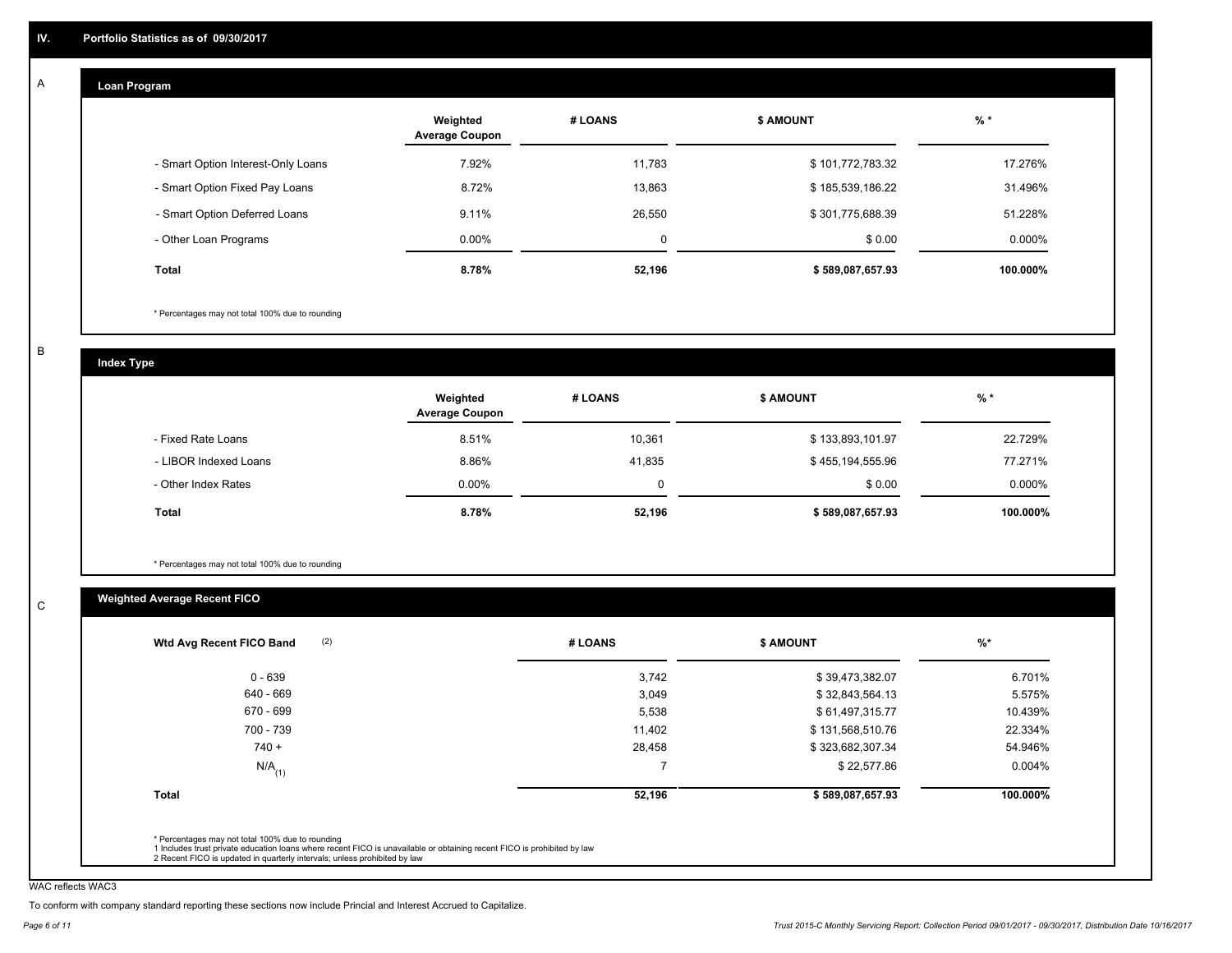## IV. Portfolio Statistics as of 09/30/2017

### A Loan Program

| | Weighted Average Coupon | # LOANS | $ AMOUNT | % * |
|---|---|---|---|---|
| - Smart Option Interest-Only Loans | 7.92% | 11,783 | $ 101,772,783.32 | 17.276% |
| - Smart Option Fixed Pay Loans | 8.72% | 13,863 | $ 185,539,186.22 | 31.496% |
| - Smart Option Deferred Loans | 9.11% | 26,550 | $ 301,775,688.39 | 51.228% |
| - Other Loan Programs | 0.00% | 0 | $ 0.00 | 0.000% |
| **Total** | **8.78%** | **52,196** | **$ 589,087,657.93** | **100.000%** |

* Percentages may not total 100% due to rounding

### B Index Type

| | Weighted Average Coupon | # LOANS | $ AMOUNT | % * |
|---|---|---|---|---|
| - Fixed Rate Loans | 8.51% | 10,361 | $ 133,893,101.97 | 22.729% |
| - LIBOR Indexed Loans | 8.86% | 41,835 | $ 455,194,555.96 | 77.271% |
| - Other Index Rates | 0.00% | 0 | $ 0.00 | 0.000% |
| **Total** | **8.78%** | **52,196** | **$ 589,087,657.93** | **100.000%** |

* Percentages may not total 100% due to rounding

### C Weighted Average Recent FICO

| Wtd Avg Recent FICO Band (2) | # LOANS | $ AMOUNT | %* |
|---|---|---|---|
| 0 - 639 | 3,742 | $ 39,473,382.07 | 6.701% |
| 640 - 669 | 3,049 | $ 32,843,564.13 | 5.575% |
| 670 - 699 | 5,538 | $ 61,497,315.77 | 10.439% |
| 700 - 739 | 11,402 | $ 131,568,510.76 | 22.334% |
| 740 + | 28,458 | $ 323,682,307.34 | 54.946% |
| N/A (1) | 7 | $ 22,577.86 | 0.004% |
| **Total** | **52,196** | **$ 589,087,657.93** | **100.000%** |

* Percentages may not total 100% due to rounding
1 Includes trust private education loans where recent FICO is unavailable or obtaining recent FICO is prohibited by law
2 Recent FICO is updated in quarterly intervals; unless prohibited by law

WAC reflects WAC3

To conform with company standard reporting these sections now include Princial and Interest Accrued to Capitalize.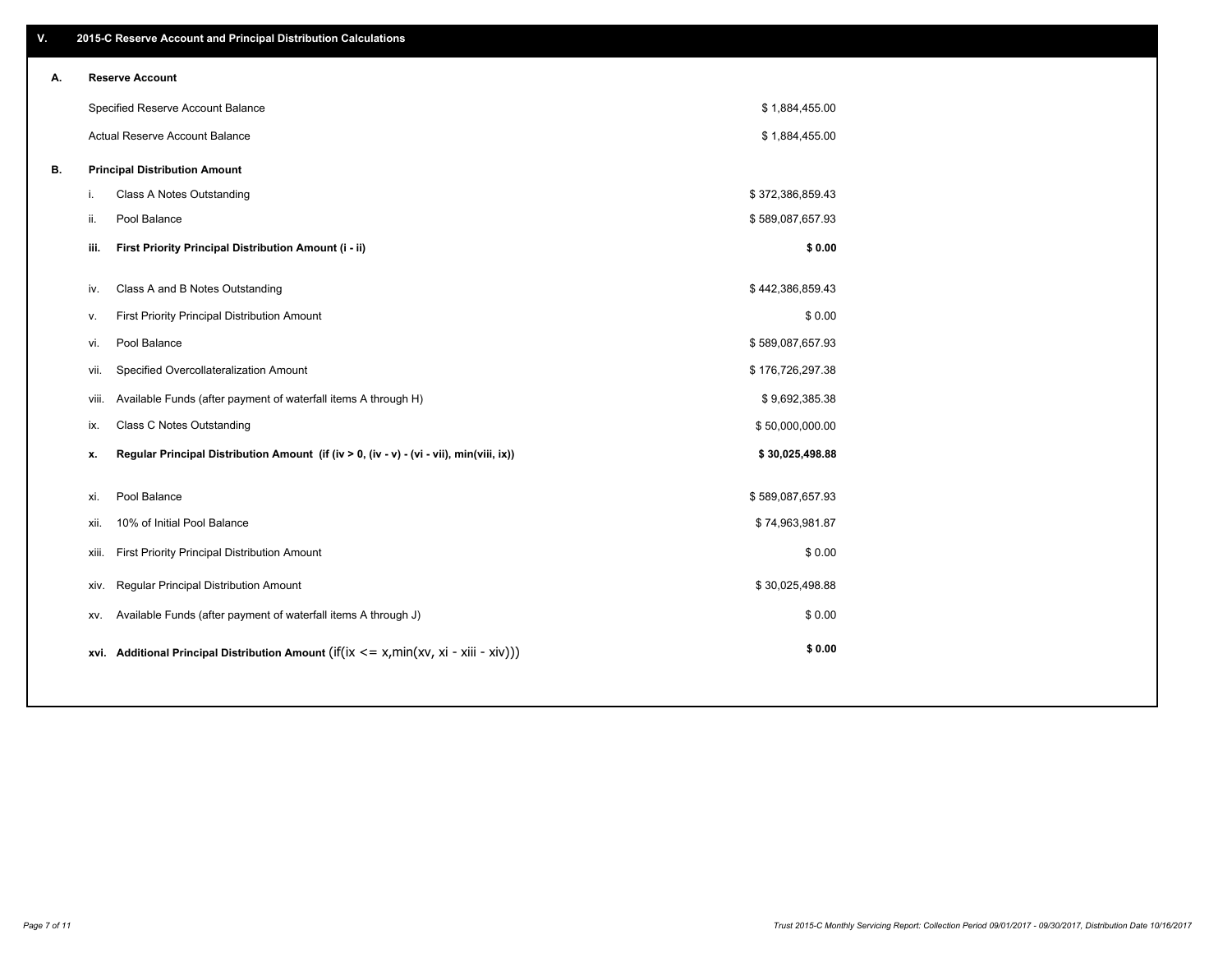## V. 2015-C Reserve Account and Principal Distribution Calculations

### A. Reserve Account

| | |
|---|---|
| Specified Reserve Account Balance | $ 1,884,455.00 |
| Actual Reserve Account Balance | $ 1,884,455.00 |

### B. Principal Distribution Amount

| | | |
|---|---|---|
| i. | Class A Notes Outstanding | $ 372,386,859.43 |
| ii. | Pool Balance | $ 589,087,657.93 |
| **iii.** | **First Priority Principal Distribution Amount (i - ii)** | **$ 0.00** |
| iv. | Class A and B Notes Outstanding | $ 442,386,859.43 |
| v. | First Priority Principal Distribution Amount | $ 0.00 |
| vi. | Pool Balance | $ 589,087,657.93 |
| vii. | Specified Overcollateralization Amount | $ 176,726,297.38 |
| viii. | Available Funds (after payment of waterfall items A through H) | $ 9,692,385.38 |
| ix. | Class C Notes Outstanding | $ 50,000,000.00 |
| **x.** | **Regular Principal Distribution Amount (if (iv > 0, (iv - v) - (vi - vii), min(viii, ix))** | **$ 30,025,498.88** |
| xi. | Pool Balance | $ 589,087,657.93 |
| xii. | 10% of Initial Pool Balance | $ 74,963,981.87 |
| xiii. | First Priority Principal Distribution Amount | $ 0.00 |
| xiv. | Regular Principal Distribution Amount | $ 30,025,498.88 |
| xv. | Available Funds (after payment of waterfall items A through J) | $ 0.00 |
| **xvi.** | **Additional Principal Distribution Amount** (if(ix <= x,min(xv, xi - xiii - xiv))) | **$ 0.00** |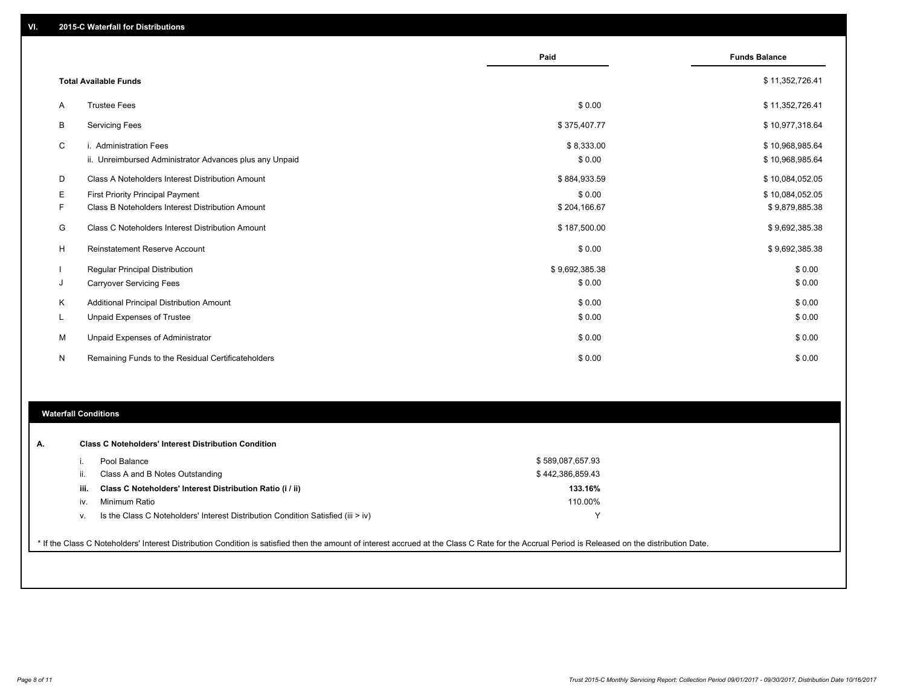## VI. 2015-C Waterfall for Distributions

| | | Paid | Funds Balance |
|---|---|---|---|
| | **Total Available Funds** | | $ 11,352,726.41 |
| A | Trustee Fees | $ 0.00 | $ 11,352,726.41 |
| B | Servicing Fees | $ 375,407.77 | $ 10,977,318.64 |
| C | i. Administration Fees | $ 8,333.00 | $ 10,968,985.64 |
| | ii. Unreimbursed Administrator Advances plus any Unpaid | $ 0.00 | $ 10,968,985.64 |
| D | Class A Noteholders Interest Distribution Amount | $ 884,933.59 | $ 10,084,052.05 |
| E | First Priority Principal Payment | $ 0.00 | $ 10,084,052.05 |
| F | Class B Noteholders Interest Distribution Amount | $ 204,166.67 | $ 9,879,885.38 |
| G | Class C Noteholders Interest Distribution Amount | $ 187,500.00 | $ 9,692,385.38 |
| H | Reinstatement Reserve Account | $ 0.00 | $ 9,692,385.38 |
| I | Regular Principal Distribution | $ 9,692,385.38 | $ 0.00 |
| J | Carryover Servicing Fees | $ 0.00 | $ 0.00 |
| K | Additional Principal Distribution Amount | $ 0.00 | $ 0.00 |
| L | Unpaid Expenses of Trustee | $ 0.00 | $ 0.00 |
| M | Unpaid Expenses of Administrator | $ 0.00 | $ 0.00 |
| N | Remaining Funds to the Residual Certificateholders | $ 0.00 | $ 0.00 |

## Waterfall Conditions

**A. Class C Noteholders' Interest Distribution Condition**

| | | |
|---|---|---|
| i. | Pool Balance | $ 589,087,657.93 |
| ii. | Class A and B Notes Outstanding | $ 442,386,859.43 |
| **iii.** | **Class C Noteholders' Interest Distribution Ratio (i / ii)** | **133.16%** |
| iv. | Minimum Ratio | 110.00% |
| v. | Is the Class C Noteholders' Interest Distribution Condition Satisfied (iii > iv) | Y |

* If the Class C Noteholders' Interest Distribution Condition is satisfied then the amount of interest accrued at the Class C Rate for the Accrual Period is Released on the distribution Date.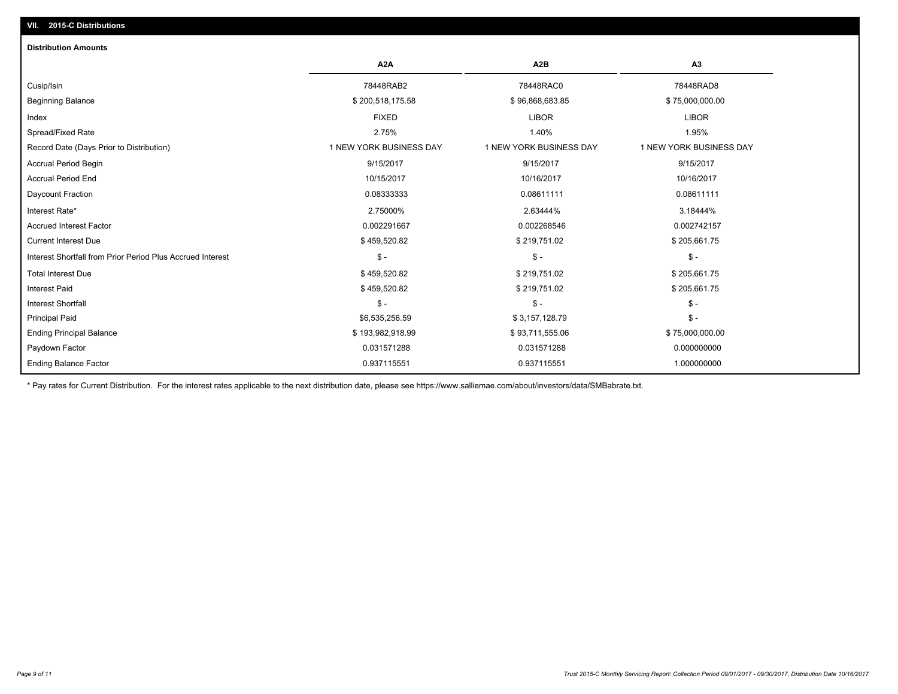## VII. 2015-C Distributions

### Distribution Amounts

| | A2A | A2B | A3 |
|---|---|---|---|
| Cusip/Isin | 78448RAB2 | 78448RAC0 | 78448RAD8 |
| Beginning Balance | $ 200,518,175.58 | $ 96,868,683.85 | $ 75,000,000.00 |
| Index | FIXED | LIBOR | LIBOR |
| Spread/Fixed Rate | 2.75% | 1.40% | 1.95% |
| Record Date (Days Prior to Distribution) | 1 NEW YORK BUSINESS DAY | 1 NEW YORK BUSINESS DAY | 1 NEW YORK BUSINESS DAY |
| Accrual Period Begin | 9/15/2017 | 9/15/2017 | 9/15/2017 |
| Accrual Period End | 10/15/2017 | 10/16/2017 | 10/16/2017 |
| Daycount Fraction | 0.08333333 | 0.08611111 | 0.08611111 |
| Interest Rate* | 2.75000% | 2.63444% | 3.18444% |
| Accrued Interest Factor | 0.002291667 | 0.002268546 | 0.002742157 |
| Current Interest Due | $ 459,520.82 | $ 219,751.02 | $ 205,661.75 |
| Interest Shortfall from Prior Period Plus Accrued Interest | $ - | $ - | $ - |
| Total Interest Due | $ 459,520.82 | $ 219,751.02 | $ 205,661.75 |
| Interest Paid | $ 459,520.82 | $ 219,751.02 | $ 205,661.75 |
| Interest Shortfall | $ - | $ - | $ - |
| Principal Paid | $6,535,256.59 | $ 3,157,128.79 | $ - |
| Ending Principal Balance | $ 193,982,918.99 | $ 93,711,555.06 | $ 75,000,000.00 |
| Paydown Factor | 0.031571288 | 0.031571288 | 0.000000000 |
| Ending Balance Factor | 0.937115551 | 0.937115551 | 1.000000000 |

* Pay rates for Current Distribution. For the interest rates applicable to the next distribution date, please see https://www.salliemae.com/about/investors/data/SMBabrate.txt.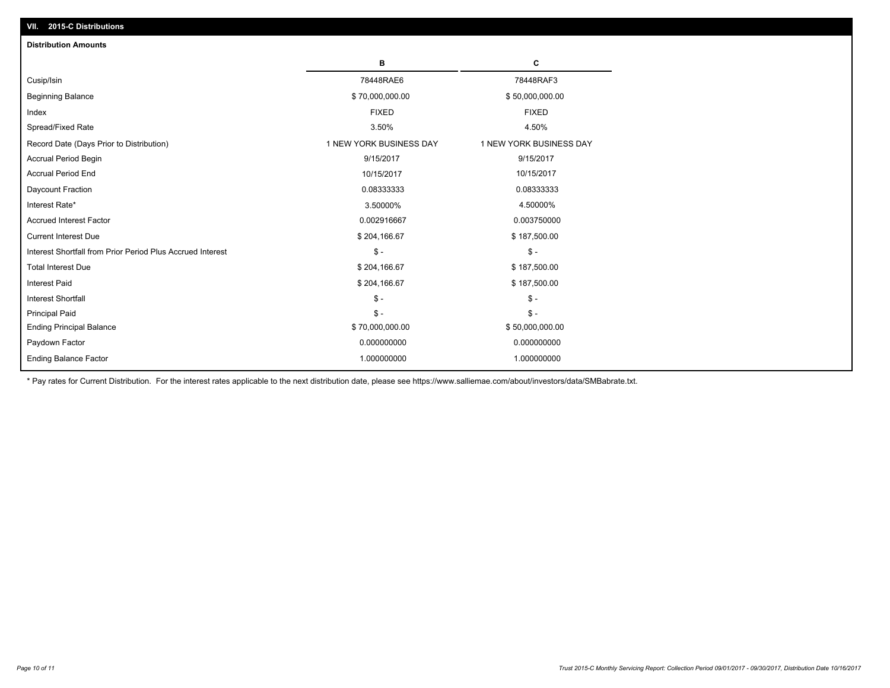## VII. 2015-C Distributions

### Distribution Amounts

| | B | C |
|---|---|---|
| Cusip/Isin | 78448RAE6 | 78448RAF3 |
| Beginning Balance | $ 70,000,000.00 | $ 50,000,000.00 |
| Index | FIXED | FIXED |
| Spread/Fixed Rate | 3.50% | 4.50% |
| Record Date (Days Prior to Distribution) | 1 NEW YORK BUSINESS DAY | 1 NEW YORK BUSINESS DAY |
| Accrual Period Begin | 9/15/2017 | 9/15/2017 |
| Accrual Period End | 10/15/2017 | 10/15/2017 |
| Daycount Fraction | 0.08333333 | 0.08333333 |
| Interest Rate* | 3.50000% | 4.50000% |
| Accrued Interest Factor | 0.002916667 | 0.003750000 |
| Current Interest Due | $ 204,166.67 | $ 187,500.00 |
| Interest Shortfall from Prior Period Plus Accrued Interest | $ - | $ - |
| Total Interest Due | $ 204,166.67 | $ 187,500.00 |
| Interest Paid | $ 204,166.67 | $ 187,500.00 |
| Interest Shortfall | $ - | $ - |
| Principal Paid | $ - | $ - |
| Ending Principal Balance | $ 70,000,000.00 | $ 50,000,000.00 |
| Paydown Factor | 0.000000000 | 0.000000000 |
| Ending Balance Factor | 1.000000000 | 1.000000000 |

* Pay rates for Current Distribution. For the interest rates applicable to the next distribution date, please see https://www.salliemae.com/about/investors/data/SMBabrate.txt.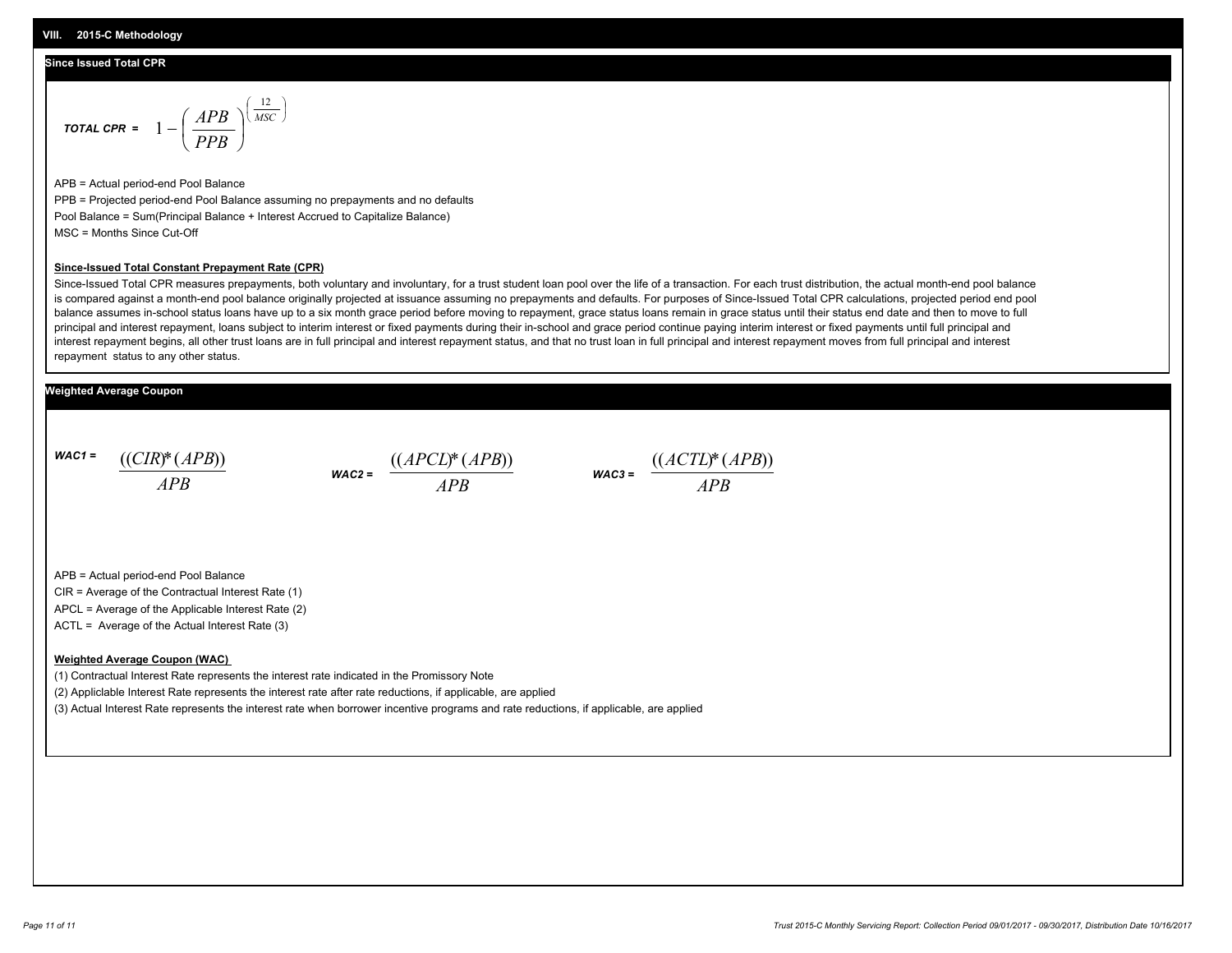## VIII. 2015-C Methodology

### Since Issued Total CPR

$$\textit{TOTAL CPR} = 1 - \left(\frac{APB}{PPB}\right)^{\left(\frac{12}{MSC}\right)}$$

APB = Actual period-end Pool Balance

PPB = Projected period-end Pool Balance assuming no prepayments and no defaults

Pool Balance = Sum(Principal Balance + Interest Accrued to Capitalize Balance)

MSC = Months Since Cut-Off

**Since-Issued Total Constant Prepayment Rate (CPR)**

Since-Issued Total CPR measures prepayments, both voluntary and involuntary, for a trust student loan pool over the life of a transaction. For each trust distribution, the actual month-end pool balance is compared against a month-end pool balance originally projected at issuance assuming no prepayments and defaults. For purposes of Since-Issued Total CPR calculations, projected period end pool balance assumes in-school status loans have up to a six month grace period before moving to repayment, grace status loans remain in grace status until their status end date and then to move to full principal and interest repayment, loans subject to interim interest or fixed payments during their in-school and grace period continue paying interim interest or fixed payments until full principal and interest repayment begins, all other trust loans are in full principal and interest repayment status, and that no trust loan in full principal and interest repayment moves from full principal and interest repayment status to any other status.

### Weighted Average Coupon

$$\textit{WAC1} = \frac{((CIR)*(APB))}{APB} \qquad \textit{WAC2} = \frac{((APCL)*(APB))}{APB} \qquad \textit{WAC3} = \frac{((ACTL)*(APB))}{APB}$$

APB = Actual period-end Pool Balance

CIR = Average of the Contractual Interest Rate (1)

APCL = Average of the Applicable Interest Rate (2)

ACTL = Average of the Actual Interest Rate (3)

**Weighted Average Coupon (WAC)**

(1) Contractual Interest Rate represents the interest rate indicated in the Promissory Note

(2) Appliclable Interest Rate represents the interest rate after rate reductions, if applicable, are applied

(3) Actual Interest Rate represents the interest rate when borrower incentive programs and rate reductions, if applicable, are applied